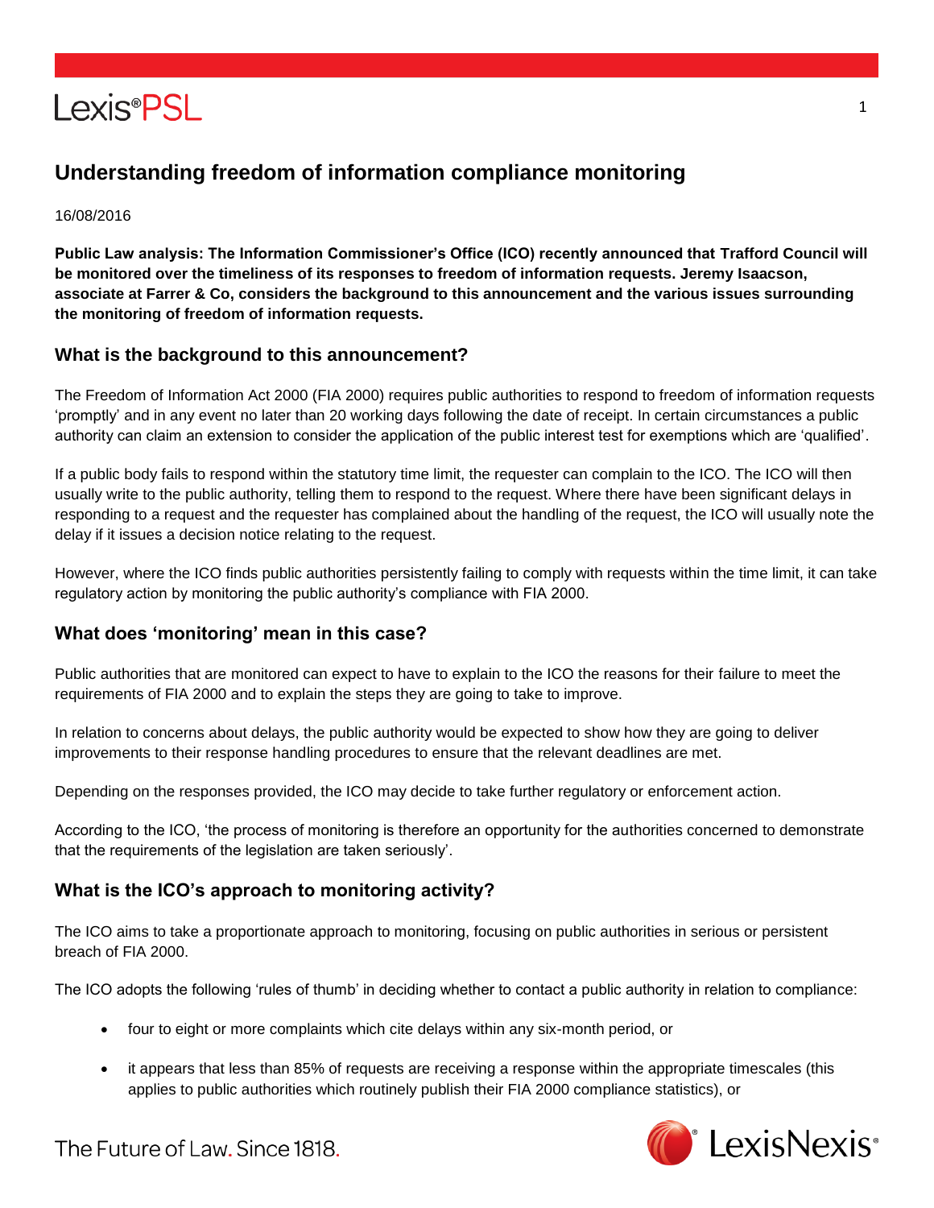# Understanding freedom of information compliance monitoring

16/08/2016

**Public Law analysis: The Information Commissioner's Office (ICO) recently announced that Trafford Council will be monitored over the timeliness of its responses to freedom of information requests. Jeremy Isaacson, associate at Farrer & Co, considers the background to this announcement and the various issues surrounding the monitoring of freedom of information requests.**

## What is the background to this announcement?

The Freedom of Information Act 2000 (FIA 2000) requires public authorities to respond to freedom of information requests 'promptly' and in any event no later than 20 working days following the date of receipt. In certain circumstances a public authority can claim an extension to consider the application of the public interest test for exemptions which are 'qualified'.

If a public body fails to respond within the statutory time limit, the requester can complain to the ICO. The ICO will then usually write to the public authority, telling them to respond to the request. Where there have been significant delays in responding to a request and the requester has complained about the handling of the request, the ICO will usually note the delay if it issues a decision notice relating to the request.

However, where the ICO finds public authorities persistently failing to comply with requests within the time limit, it can take regulatory action by monitoring the public authority's compliance with FIA 2000.

## What does 'monitoring' mean in this case?

Public authorities that are monitored can expect to have to explain to the ICO the reasons for their failure to meet the requirements of FIA 2000 and to explain the steps they are going to take to improve.

In relation to concerns about delays, the public authority would be expected to show how they are going to deliver improvements to their response handling procedures to ensure that the relevant deadlines are met.

Depending on the responses provided, the ICO may decide to take further regulatory or enforcement action.

According to the ICO, 'the process of monitoring is therefore an opportunity for the authorities concerned to demonstrate that the requirements of the legislation are taken seriously'.

## What is the ICO's approach to monitoring activity?

The ICO aims to take a proportionate approach to monitoring, focusing on public authorities in serious or persistent breach of FIA 2000.

The ICO adopts the following 'rules of thumb' in deciding whether to contact a public authority in relation to compliance:

- four to eight or more complaints which cite delays within any six-month period, or
- it appears that less than 85% of requests are receiving a response within the appropriate timescales (this applies to public authorities which routinely publish their FIA 2000 compliance statistics), or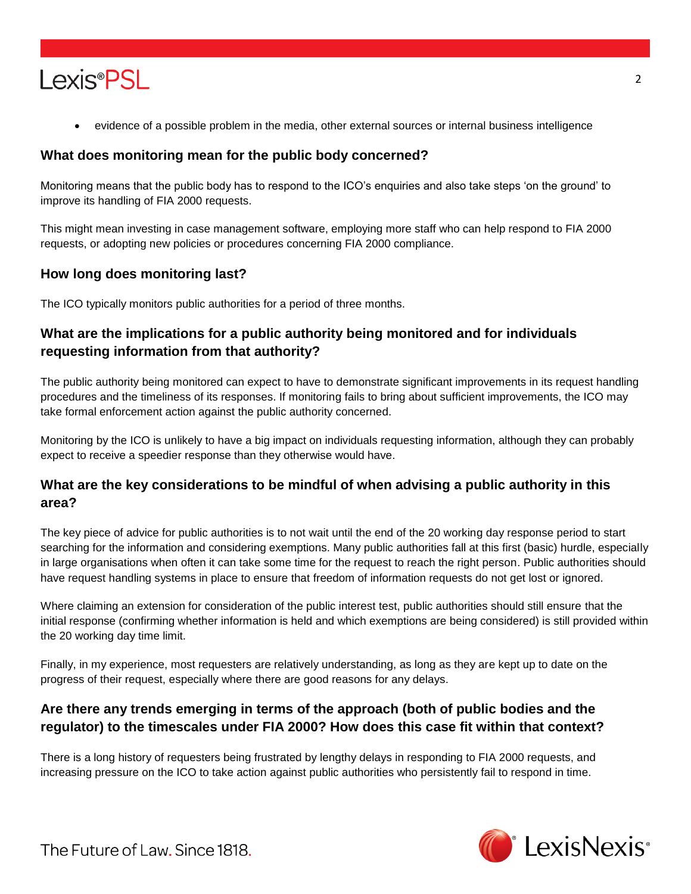- evidence of a possible problem in the media, other external sources or internal business intelligence

### What does monitoring mean for the public body concerned?

Monitoring means that the public body has to respond to the ICO's enquiries and also take steps 'on the ground' to improve its handling of FIA 2000 requests.

This might mean investing in case management software, employing more staff who can help respond to FIA 2000 requests, or adopting new policies or procedures concerning FIA 2000 compliance.

### How long does monitoring last?

The ICO typically monitors public authorities for a period of three months.

### What are the implications for a public authority being monitored and for individuals requesting information from that authority?

The public authority being monitored can expect to have to demonstrate significant improvements in its request handling procedures and the timeliness of its responses. If monitoring fails to bring about sufficient improvements, the ICO may take formal enforcement action against the public authority concerned.

Monitoring by the ICO is unlikely to have a big impact on individuals requesting information, although they can probably expect to receive a speedier response than they otherwise would have.

### What are the key considerations to be mindful of when advising a public authority in this area?

The key piece of advice for public authorities is to not wait until the end of the 20 working day response period to start searching for the information and considering exemptions. Many public authorities fall at this first (basic) hurdle, especially in large organisations when often it can take some time for the request to reach the right person. Public authorities should have request handling systems in place to ensure that freedom of information requests do not get lost or ignored.

Where claiming an extension for consideration of the public interest test, public authorities should still ensure that the initial response (confirming whether information is held and which exemptions are being considered) is still provided within the 20 working day time limit.

Finally, in my experience, most requesters are relatively understanding, as long as they are kept up to date on the progress of their request, especially where there are good reasons for any delays.

### Are there any trends emerging in terms of the approach (both of public bodies and the regulator) to the timescales under FIA 2000? How does this case fit within that context?

There is a long history of requesters being frustrated by lengthy delays in responding to FIA 2000 requests, and increasing pressure on the ICO to take action against public authorities who persistently fail to respond in time.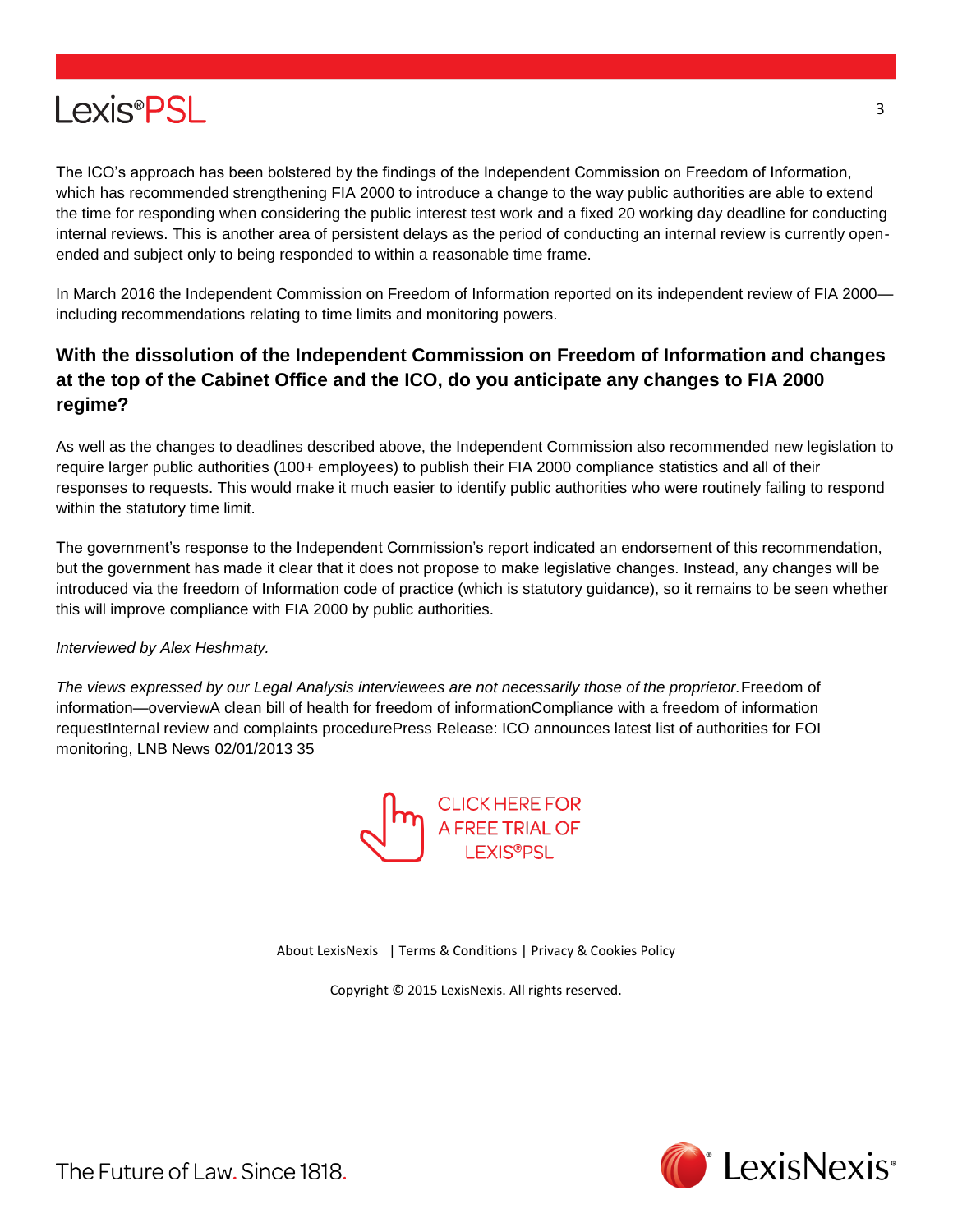The ICO's approach has been bolstered by the findings of the Independent Commission on Freedom of Information, which has recommended strengthening FIA 2000 to introduce a change to the way public authorities are able to extend the time for responding when considering the public interest test work and a fixed 20 working day deadline for conducting internal reviews. This is another area of persistent delays as the period of conducting an internal review is currently open-ended and subject only to being responded to within a reasonable time frame.

In March 2016 the Independent Commission on Freedom of Information reported on its independent review of FIA 2000—including recommendations relating to time limits and monitoring powers.

### With the dissolution of the Independent Commission on Freedom of Information and changes at the top of the Cabinet Office and the ICO, do you anticipate any changes to FIA 2000 regime?

As well as the changes to deadlines described above, the Independent Commission also recommended new legislation to require larger public authorities (100+ employees) to publish their FIA 2000 compliance statistics and all of their responses to requests. This would make it much easier to identify public authorities who were routinely failing to respond within the statutory time limit.

The government's response to the Independent Commission's report indicated an endorsement of this recommendation, but the government has made it clear that it does not propose to make legislative changes. Instead, any changes will be introduced via the freedom of Information code of practice (which is statutory guidance), so it remains to be seen whether this will improve compliance with FIA 2000 by public authorities.

*Interviewed by Alex Heshmaty.*

*The views expressed by our Legal Analysis interviewees are not necessarily those of the proprietor.* Freedom of information—overviewA clean bill of health for freedom of informationCompliance with a freedom of information requestInternal review and complaints procedurePress Release: ICO announces latest list of authorities for FOI monitoring, LNB News 02/01/2013 35

CLICK HERE FOR A FREE TRIAL OF LEXIS®PSL

About LexisNexis | Terms & Conditions | Privacy & Cookies Policy

Copyright © 2015 LexisNexis. All rights reserved.